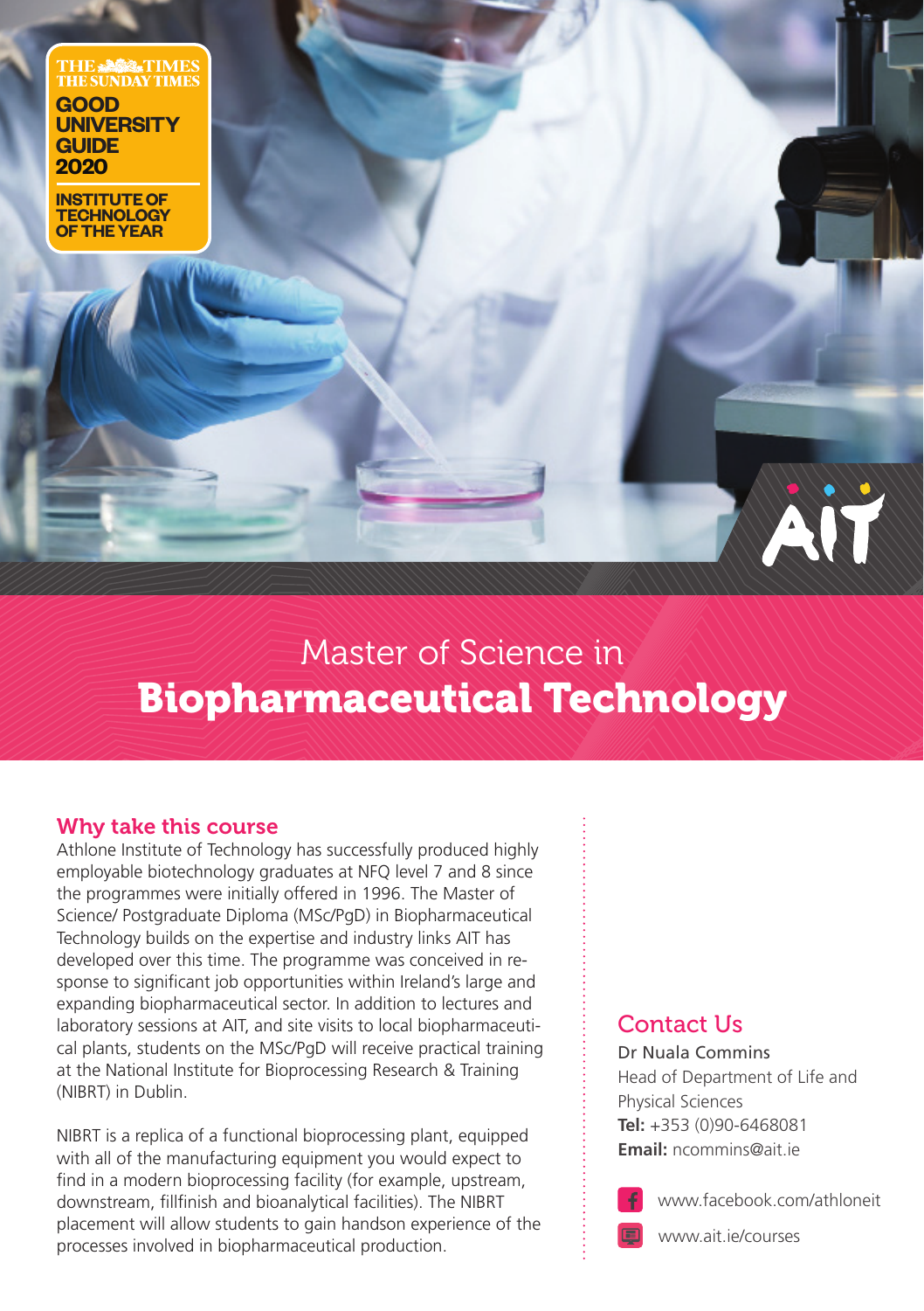THE TIMES THE SUNDAY TIMES
GOOD UNIVERSITY GUIDE 2020
INSTITUTE OF TECHNOLOGY OF THE YEAR

AIT

# Master of Science in Biopharmaceutical Technology

## Why take this course

Athlone Institute of Technology has successfully produced highly employable biotechnology graduates at NFQ level 7 and 8 since the programmes were initially offered in 1996. The Master of Science/ Postgraduate Diploma (MSc/PgD) in Biopharmaceutical Technology builds on the expertise and industry links AIT has developed over this time. The programme was conceived in response to significant job opportunities within Ireland's large and expanding biopharmaceutical sector. In addition to lectures and laboratory sessions at AIT, and site visits to local biopharmaceutical plants, students on the MSc/PgD will receive practical training at the National Institute for Bioprocessing Research & Training (NIBRT) in Dublin.

NIBRT is a replica of a functional bioprocessing plant, equipped with all of the manufacturing equipment you would expect to find in a modern bioprocessing facility (for example, upstream, downstream, fillfinish and bioanalytical facilities). The NIBRT placement will allow students to gain handson experience of the processes involved in biopharmaceutical production.

## Contact Us

Dr Nuala Commins
Head of Department of Life and Physical Sciences
**Tel:** +353 (0)90-6468081
**Email:** ncommins@ait.ie

www.facebook.com/athloneit

www.ait.ie/courses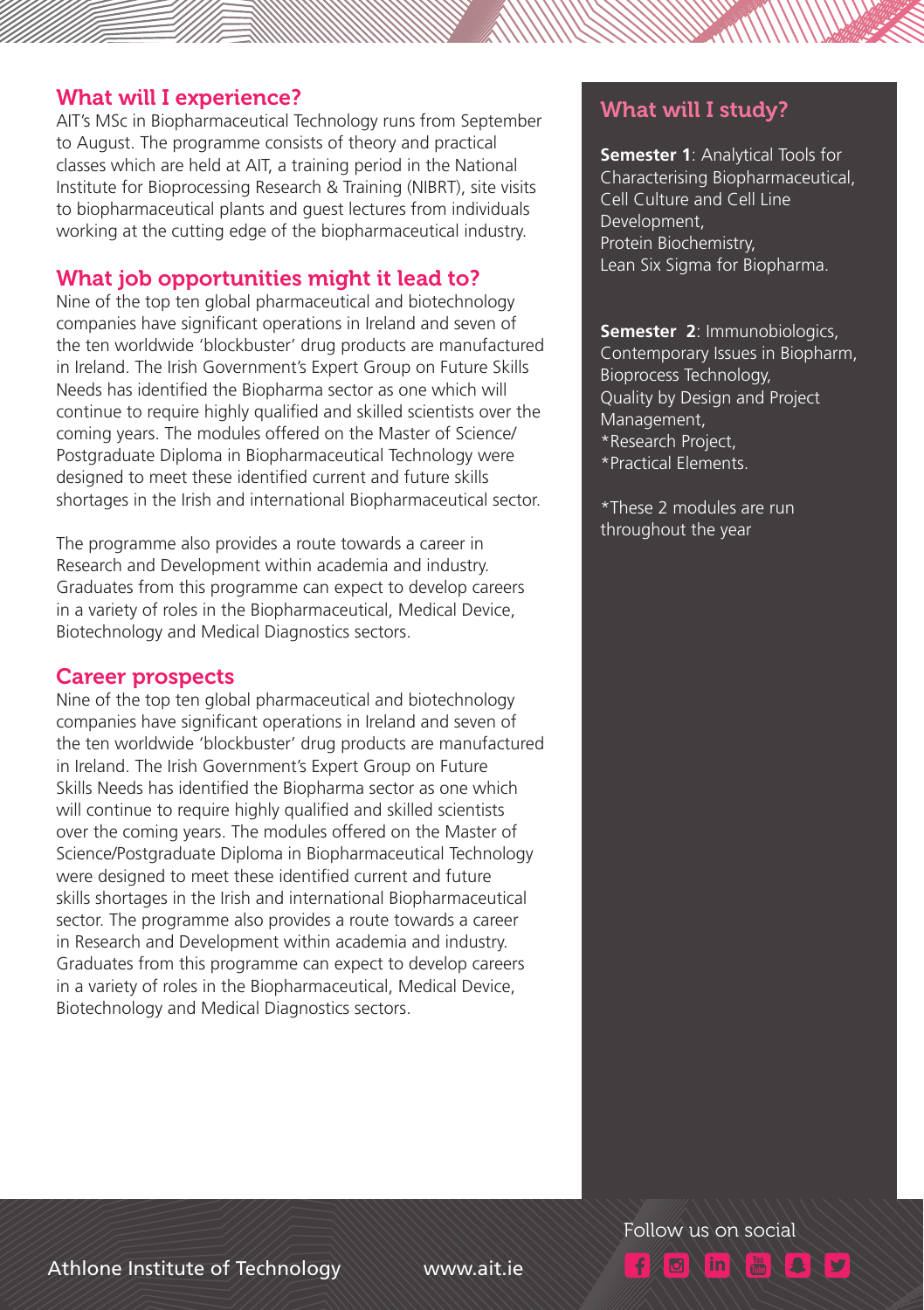## What will I experience?

AIT's MSc in Biopharmaceutical Technology runs from September to August. The programme consists of theory and practical classes which are held at AIT, a training period in the National Institute for Bioprocessing Research & Training (NIBRT), site visits to biopharmaceutical plants and guest lectures from individuals working at the cutting edge of the biopharmaceutical industry.

## What job opportunities might it lead to?

Nine of the top ten global pharmaceutical and biotechnology companies have significant operations in Ireland and seven of the ten worldwide 'blockbuster' drug products are manufactured in Ireland. The Irish Government's Expert Group on Future Skills Needs has identified the Biopharma sector as one which will continue to require highly qualified and skilled scientists over the coming years. The modules offered on the Master of Science/ Postgraduate Diploma in Biopharmaceutical Technology were designed to meet these identified current and future skills shortages in the Irish and international Biopharmaceutical sector.

The programme also provides a route towards a career in Research and Development within academia and industry. Graduates from this programme can expect to develop careers in a variety of roles in the Biopharmaceutical, Medical Device, Biotechnology and Medical Diagnostics sectors.

## Career prospects

Nine of the top ten global pharmaceutical and biotechnology companies have significant operations in Ireland and seven of the ten worldwide 'blockbuster' drug products are manufactured in Ireland. The Irish Government's Expert Group on Future Skills Needs has identified the Biopharma sector as one which will continue to require highly qualified and skilled scientists over the coming years. The modules offered on the Master of Science/Postgraduate Diploma in Biopharmaceutical Technology were designed to meet these identified current and future skills shortages in the Irish and international Biopharmaceutical sector. The programme also provides a route towards a career in Research and Development within academia and industry. Graduates from this programme can expect to develop careers in a variety of roles in the Biopharmaceutical, Medical Device, Biotechnology and Medical Diagnostics sectors.

## What will I study?

**Semester 1**: Analytical Tools for Characterising Biopharmaceutical, Cell Culture and Cell Line Development, Protein Biochemistry, Lean Six Sigma for Biopharma.

**Semester 2**: Immunobiologics, Contemporary Issues in Biopharm, Bioprocess Technology, Quality by Design and Project Management, *Research Project, *Practical Elements.

*These 2 modules are run throughout the year

Athlone Institute of Technology

www.ait.ie

Follow us on social